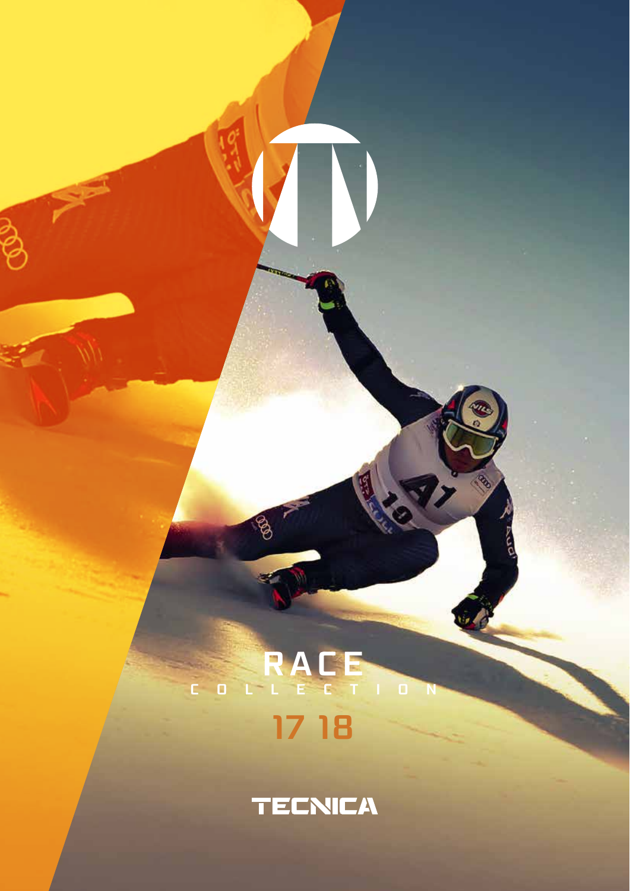# RACE

COLLECTION

17 18

TECNICA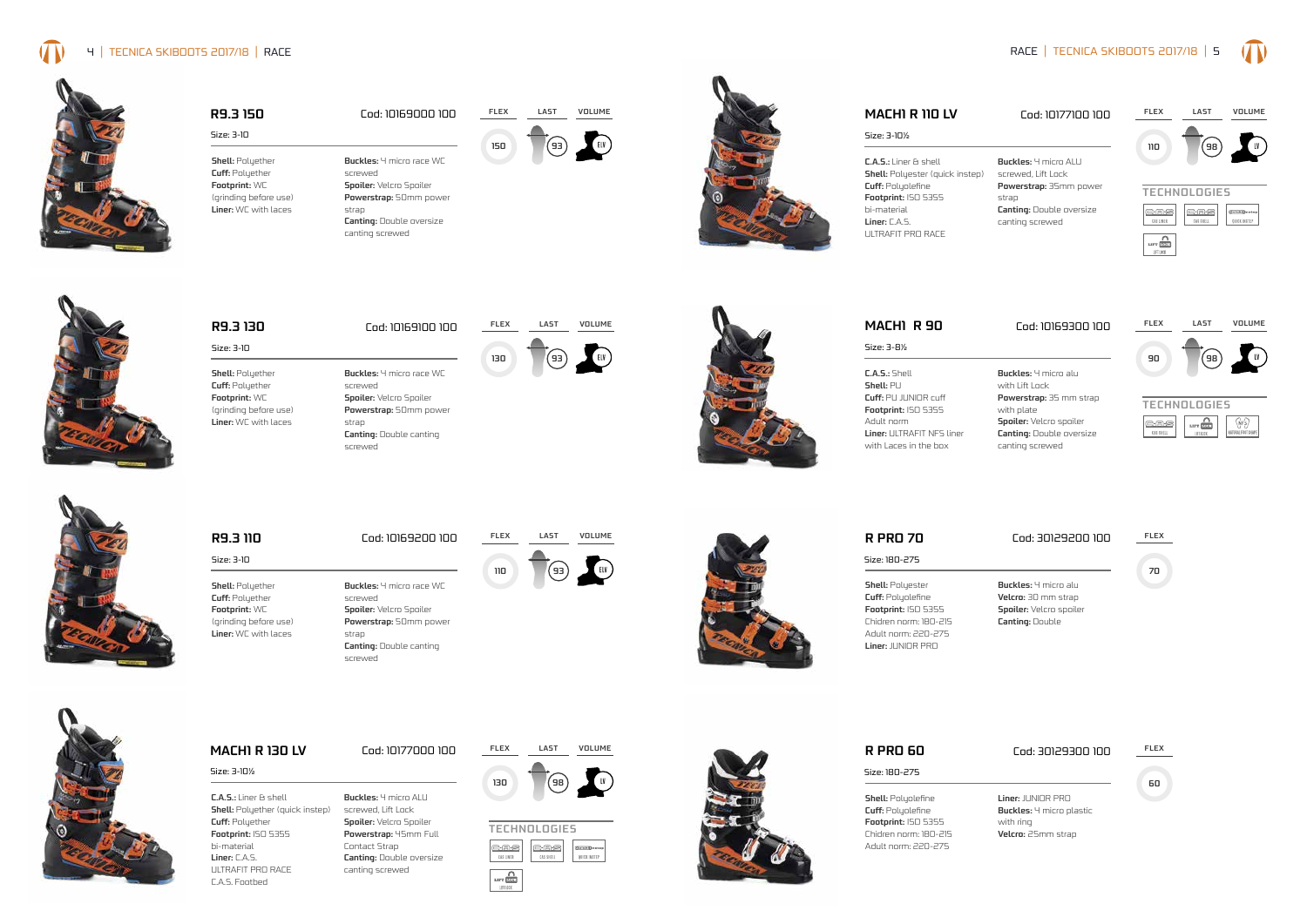## R9.3 150

Cod: 10169000 100

Size: 3-10

**Shell:** Polyether
**Cuff:** Polyether
**Footprint:** WC (grinding before use)
**Liner:** WC with laces

**Buckles:** 4 micro race WC screwed
**Spoiler:** Velcro Spoiler
**Powerstrap:** 50mm power strap
**Canting:** Double oversize canting screwed

| FLEX | LAST | VOLUME |
|---|---|---|
| 150 | 93 | E/LV |

## R9.3 130

Cod: 10169100 100

Size: 3-10

**Shell:** Polyether
**Cuff:** Polyether
**Footprint:** WC (grinding before use)
**Liner:** WC with laces

**Buckles:** 4 micro race WC screwed
**Spoiler:** Velcro Spoiler
**Powerstrap:** 50mm power strap
**Canting:** Double canting screwed

| FLEX | LAST | VOLUME |
|---|---|---|
| 130 | 93 | E/LV |

## R9.3 110

Cod: 10169200 100

Size: 3-10

**Shell:** Polyether
**Cuff:** Polyether
**Footprint:** WC (grinding before use)
**Liner:** WC with laces

**Buckles:** 4 micro race WC screwed
**Spoiler:** Velcro Spoiler
**Powerstrap:** 50mm power strap
**Canting:** Double canting screwed

| FLEX | LAST | VOLUME |
|---|---|---|
| 110 | 93 | E/LV |

## MACH1 R 130 LV

Cod: 10177000 100

Size: 3-10½

**C.A.S.:** Liner & shell
**Shell:** Polyether (quick instep)
**Cuff:** Polyether
**Footprint:** ISO 5355 bi-material
**Liner:** C.A.S. ULTRAFIT PRO RACE C.A.S. Footbed

**Buckles:** 4 micro ALU screwed, Lift Lock
**Spoiler:** Velcro Spoiler
**Powerstrap:** 45mm Full Contact Strap
**Canting:** Double oversize canting screwed

| FLEX | LAST | VOLUME |
|---|---|---|
| 130 | 98 | LV |

TECHNOLOGIES

CAS LINER · CAS SHELL · QUICK INSTEP · LIFT LOCK

## MACH1 R 110 LV

Cod: 10177100 100

Size: 3-10½

**C.A.S.:** Liner & shell
**Shell:** Polyester (quick instep)
**Cuff:** Polyolefine
**Footprint:** ISO 5355 bi-material
**Liner:** C.A.S. ULTRAFIT PRO RACE

**Buckles:** 4 micro ALU screwed, Lift Lock
**Powerstrap:** 35mm power strap
**Canting:** Double oversize canting screwed

| FLEX | LAST | VOLUME |
|---|---|---|
| 110 | 98 | LV |

TECHNOLOGIES

CAS LINER · CAS SHELL · QUICK INSTEP · LIFT LOCK

## MACH1 R 90

Cod: 10169300 100

Size: 3-8½

**C.A.S.:** Shell
**Shell:** PU
**Cuff:** PU JUNIOR cuff
**Footprint:** ISO 5355 Adult norm
**Liner:** ULTRAFIT NFS liner with Laces in the box

**Buckles:** 4 micro alu with Lift Lock
**Powerstrap:** 35 mm strap with plate
**Spoiler:** Velcro spoiler
**Canting:** Double oversize canting screwed

| FLEX | LAST | VOLUME |
|---|---|---|
| 90 | 98 | LV |

TECHNOLOGIES

CAS SHELL · LIFT LOCK · NATURAL FOOT SHAPE

## R PRO 70

Cod: 30129200 100

Size: 180-275

**Shell:** Polyester
**Cuff:** Polyolefine
**Footprint:** ISO 5355 Chidren norm: 180-215 Adult norm: 220-275
**Liner:** JUNIOR PRO

**Buckles:** 4 micro alu
**Velcro:** 30 mm strap
**Spoiler:** Velcro spoiler
**Canting:** Double

| FLEX |
|---|
| 70 |

## R PRO 60

Cod: 30129300 100

Size: 180-275

**Shell:** Polyolefine
**Cuff:** Polyolefine
**Footprint:** ISO 5355 Chidren norm: 180-215 Adult norm: 220-275

**Liner:** JUNIOR PRO
**Buckles:** 4 micro plastic with ring
**Velcro:** 25mm strap

| FLEX |
|---|
| 60 |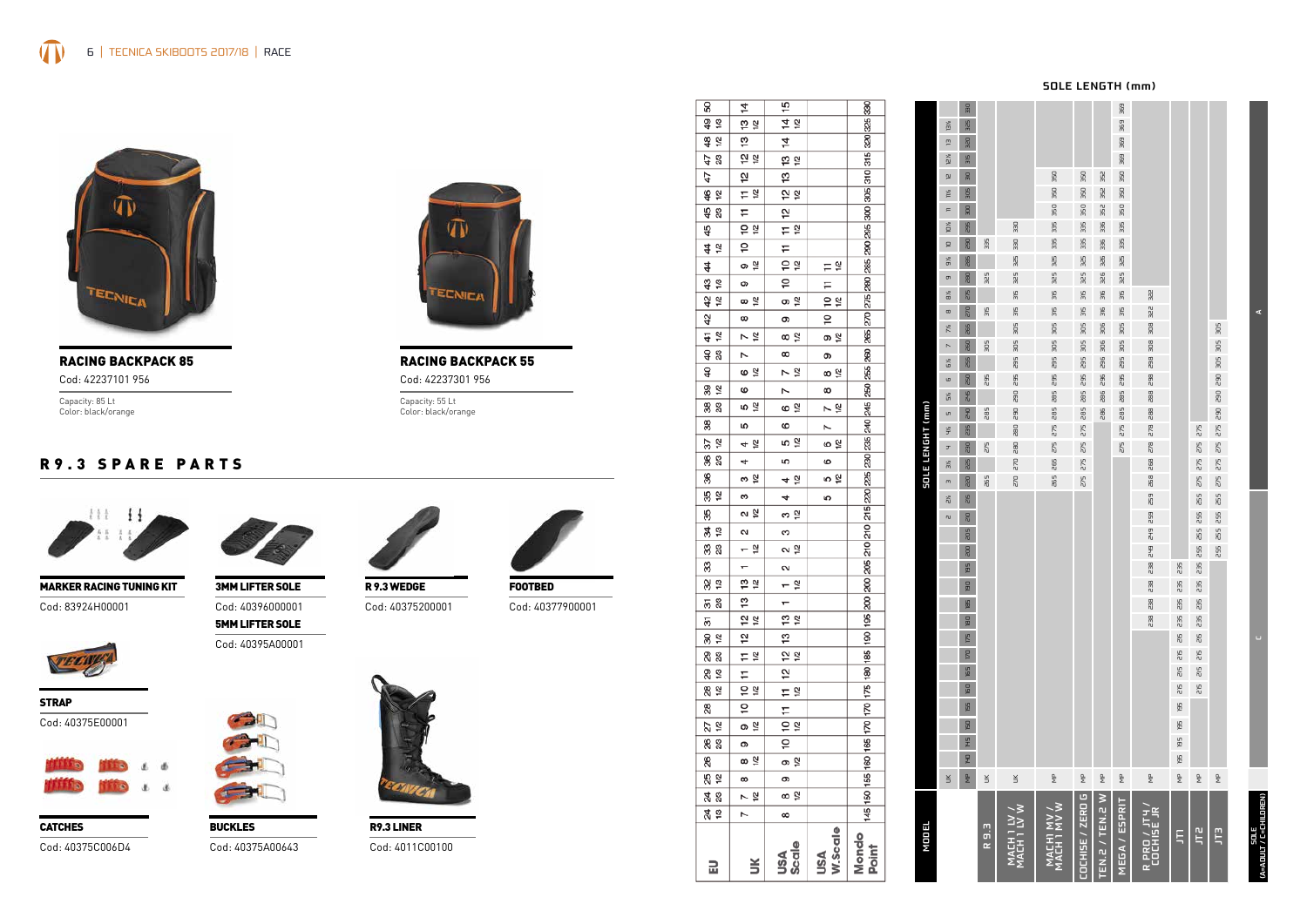## RACING BACKPACK 85

Cod: 42237101 956

Capacity: 85 Lt
Color: black/orange

## RACING BACKPACK 55

Cod: 42237301 956

Capacity: 55 Lt
Color: black/orange

## R9.3 SPARE PARTS

**MARKER RACING TUNING KIT**
Cod: 83924H00001

**3MM LIFTER SOLE**
Cod: 40396000001

**5MM LIFTER SOLE**
Cod: 40395A00001

**R 9.3 WEDGE**
Cod: 40375200001

**FOOTBED**
Cod: 40377900001

**STRAP**
Cod: 40375E00001

**CATCHES**
Cod: 40375C006D4

**BUCKLES**
Cod: 40375A00643

**R9.3 LINER**
Cod: 4011C00100

| EU | UK | USA Scale | USA W.Scale | Mondo Point |
|---|---|---|---|---|
| 24 1/3 | 7 | 8 | | 145 |
| 24 2/3 | 7 1/2 | 8 1/2 | | 150 |
| 25 1/2 | 8 | 9 | | 155 |
| 26 | 8 1/2 | 9 1/2 | | 160 |
| 26 2/3 | 9 | 10 | | 165 |
| 27 1/2 | 9 1/2 | 10 1/2 | | 170 |
| 28 | 10 | 11 | | 170 |
| 28 1/2 | 10 1/2 | 11 1/2 | | 175 |
| 29 1/3 | 11 | 12 | | 180 |
| 29 2/3 | 11 1/2 | 12 1/2 | | 185 |
| 30 1/2 | 12 | 13 | | 190 |
| 31 | 12 1/2 | 13 1/2 | | 195 |
| 31 2/3 | 13 | 1 | | 200 |
| 32 1/3 | 13 1/2 | 1 1/2 | | 200 |
| 33 | 1 | 2 | | 205 |
| 33 2/3 | 1 1/2 | 2 1/2 | | 210 |
| 34 1/3 | 2 | 3 | | 210 |
| 35 | 2 1/2 | 3 1/2 | | 215 |
| 35 1/2 | 3 | 4 | 5 | 220 |
| 36 | 3 1/2 | 4 1/2 | 5 1/2 | 225 |
| 36 2/3 | 4 | 5 | 6 | 230 |
| 37 1/2 | 4 1/2 | 5 1/2 | 6 1/2 | 235 |
| 38 | 5 | 6 | 7 | 240 |
| 38 2/3 | 5 1/2 | 6 1/2 | 7 1/2 | 245 |
| 39 1/2 | 6 | 7 | 8 | 250 |
| 40 | 6 1/2 | 7 1/2 | 8 1/2 | 255 |
| 40 2/3 | 7 | 8 | 9 | 260 |
| 41 1/2 | 7 1/2 | 8 1/2 | 9 1/2 | 265 |
| 42 | 8 | 9 | 10 | 270 |
| 42 1/2 | 8 1/2 | 9 1/2 | 10 1/2 | 275 |
| 43 1/3 | 9 | 10 | 11 | 280 |
| 44 | 9 1/2 | 10 1/2 | 11 1/2 | 285 |
| 44 1/2 | 10 | 11 | | 290 |
| 45 | 10 1/2 | 11 1/2 | | 295 |
| 45 2/3 | 11 | 12 | | 300 |
| 46 1/2 | 11 1/2 | 12 1/2 | | 305 |
| 47 | 12 | 13 | | 310 |
| 47 2/3 | 12 1/2 | 13 1/2 | | 315 |
| 48 1/2 | 13 | 14 | | 320 |
| 49 1/3 | 13 1/2 | 14 1/2 | | 325 |
| 50 | 14 | 15 | | 330 |

## SOLE LENGTH (mm)

| UK | MP | R 9.3 (UK) | MACH1 LV / MACH1 LV W (UK) | MACH1 MV / MACH1 MV W (MP) | COCHISE / ZERO G (MP) | TEN.2 / TEN.2 W (MP) | MEGA / ESPRIT (MP) | R PRO / JT4 / COCHISE JR (MP) | JT1 (MP) | JT2 (MP) | JT3 (MP) |
|---|---|---|---|---|---|---|---|---|---|---|---|
| | 140 | | | | | | | | 195 | | |
| | 145 | | | | | | | | 195 | | |
| | 150 | | | | | | | | 195 | | |
| | 155 | | | | | | | | 195 | | |
| | 160 | | | | | | | | 215 | 215 | |
| | 165 | | | | | | | | 215 | 215 | |
| | 170 | | | | | | | | 215 | 215 | |
| | 175 | | | | | | | | 215 | 215 | |
| | 180 | | | | | | | 238 | 235 | 235 | |
| | 185 | | | | | | | 238 | 235 | 235 | |
| | 190 | | | | | | | 238 | 235 | 235 | |
| | 195 | | | | | | | 238 | 235 | 235 | |
| | 200 | | | | | | | 249 | | 255 | 255 |
| | 205 | | | | | | | 249 | | 255 | 255 |
| 2 | 210 | | | | | | | 259 | | 255 | 255 |
| 2½ | 215 | | | | | | | 259 | | 255 | 255 |
| 3 | 220 | 265 | 270 | 265 | 275 | | | 268 | | 275 | 275 |
| 3½ | 225 | | 270 | 265 | 275 | | | 268 | | 275 | 275 |
| 4 | 230 | 275 | 280 | 275 | 275 | | 275 | 278 | | 275 | 275 |
| 4½ | 235 | | 280 | 275 | 275 | | 275 | 278 | | 275 | 275 |
| 5 | 240 | 285 | 290 | 285 | 285 | 286 | 285 | 288 | | | 290 |
| 5½ | 245 | | 290 | 285 | 285 | 286 | 285 | 288 | | | 290 |
| 6 | 250 | 295 | 295 | 295 | 295 | 296 | 295 | 298 | | | 290 |
| 6½ | 255 | | 295 | 295 | 295 | 296 | 295 | 298 | | | 305 |
| 7 | 260 | 305 | 305 | 305 | 305 | 306 | 305 | 308 | | | 305 |
| 7½ | 265 | | 305 | 305 | 305 | 306 | 305 | 308 | | | 305 |
| 8 | 270 | 315 | 315 | 315 | 315 | 316 | 315 | 322 | | | |
| 8½ | 275 | | 315 | 315 | 315 | 316 | 315 | 322 | | | |
| 9 | 280 | 325 | 325 | 325 | 325 | 326 | 325 | | | | |
| 9½ | 285 | | 325 | 325 | 325 | 326 | 325 | | | | |
| 10 | 290 | 335 | 330 | 335 | 335 | 336 | 335 | | | | |
| 10½ | 295 | | 330 | 335 | 335 | 336 | 335 | | | | |
| 11 | 300 | | | 350 | 350 | 352 | 350 | | | | |
| 11½ | 305 | | | 350 | 350 | 352 | 350 | | | | |
| 12 | 310 | | | 350 | 350 | 352 | 350 | | | | |
| 12½ | 315 | | | | | | 369 | | | | |
| 13 | 320 | | | | | | 369 | | | | |
| 13½ | 325 | | | | | | 369 | | | | |
| | 330 | | | | | | 369 | | | | |

SOLE (A=ADULT / C=CHILDREN)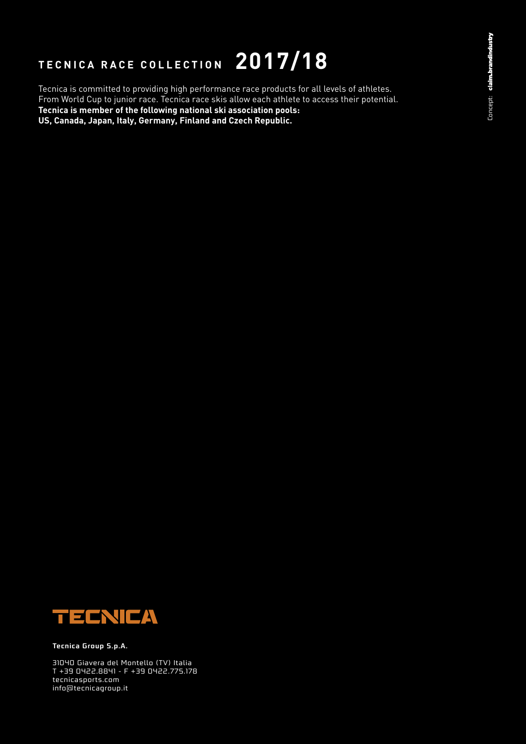# TECNICA RACE COLLECTION 2017/18

Tecnica is committed to providing high performance race products for all levels of athletes. From World Cup to junior race. Tecnica race skis allow each athlete to access their potential.
**Tecnica is member of the following national ski association pools:**
**US, Canada, Japan, Italy, Germany, Finland and Czech Republic.**

Concept: **claim.brandindustry**

TECNICA

**Tecnica Group S.p.A.**

31040 Giavera del Montello (TV) Italia
T +39 0422.8841 - F +39 0422.775.178
tecnicasports.com
info@tecnicagroup.it